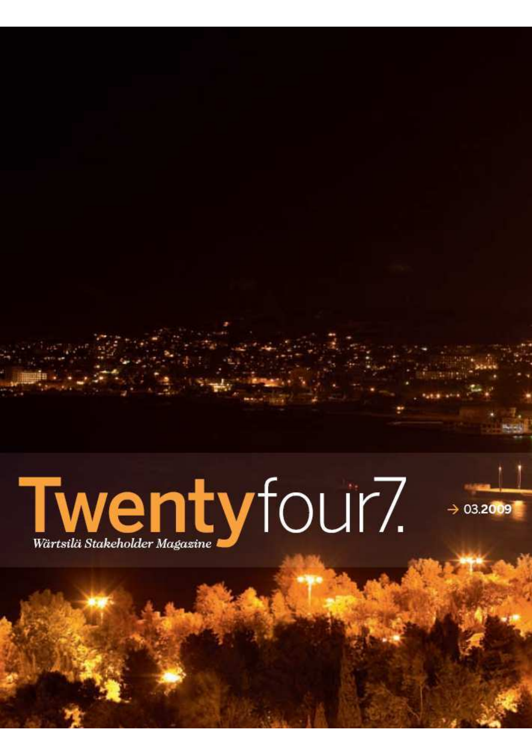# Twentyfour7.

*Wärtsilä Stakeholder Magazine*

→ 03.2009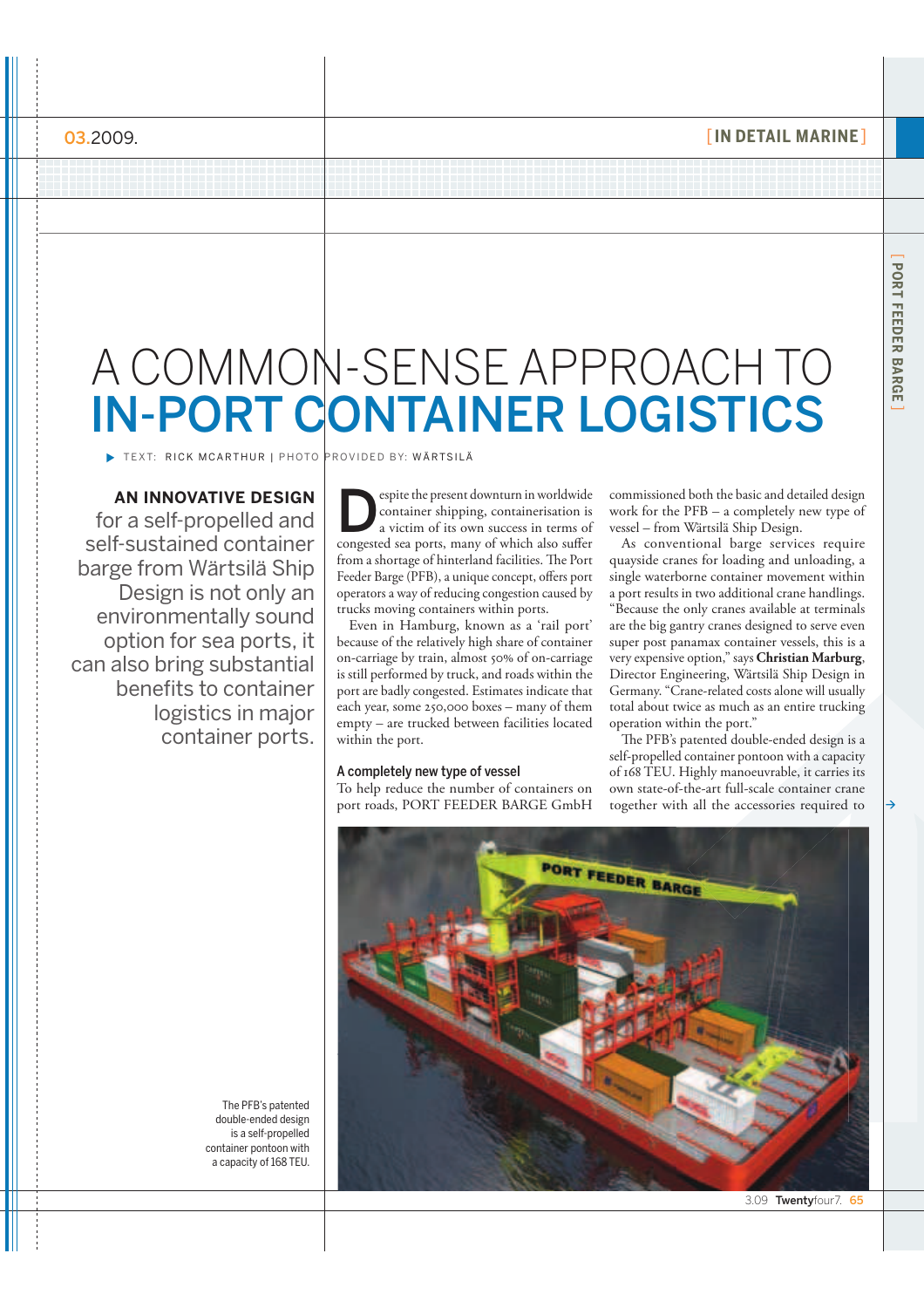# A COMMON-SENSE APPROACH TO IN-PORT CONTAINER LOGISTICS

TEXT: RICK MCARTHUR | PHOTO PROVIDED BY: WÄRTSILÄ

**AN INNOVATIVE DESIGN** for a self-propelled and self-sustained container barge from Wärtsilä Ship Design is not only an environmentally sound option for sea ports, it can also bring substantial benefits to container logistics in major container ports.

Despite the present downturn in worldwide container shipping, containerisation is a victim of its own success in terms of congested sea ports, many of which also suffer from a shortage of hinterland facilities. The Port Feeder Barge (PFB), a unique concept, offers port operators a way of reducing congestion caused by trucks moving containers within ports.

Even in Hamburg, known as a 'rail port' because of the relatively high share of container on-carriage by train, almost 50% of on-carriage is still performed by truck, and roads within the port are badly congested. Estimates indicate that each year, some 250,000 boxes – many of them empty – are trucked between facilities located within the port.

### A completely new type of vessel

To help reduce the number of containers on port roads, PORT FEEDER BARGE GmbH commissioned both the basic and detailed design work for the PFB – a completely new type of vessel – from Wärtsilä Ship Design.

As conventional barge services require quayside cranes for loading and unloading, a single waterborne container movement within a port results in two additional crane handlings. "Because the only cranes available at terminals are the big gantry cranes designed to serve even super post panamax container vessels, this is a very expensive option," says **Christian Marburg**, Director Engineering, Wärtsilä Ship Design in Germany. "Crane-related costs alone will usually total about twice as much as an entire trucking operation within the port."

The PFB's patented double-ended design is a self-propelled container pontoon with a capacity of 168 TEU. Highly manoeuvrable, it carries its own state-of-the-art full-scale container crane together with all the accessories required to

The PFB's patented double-ended design is a self-propelled container pontoon with a capacity of 168 TEU.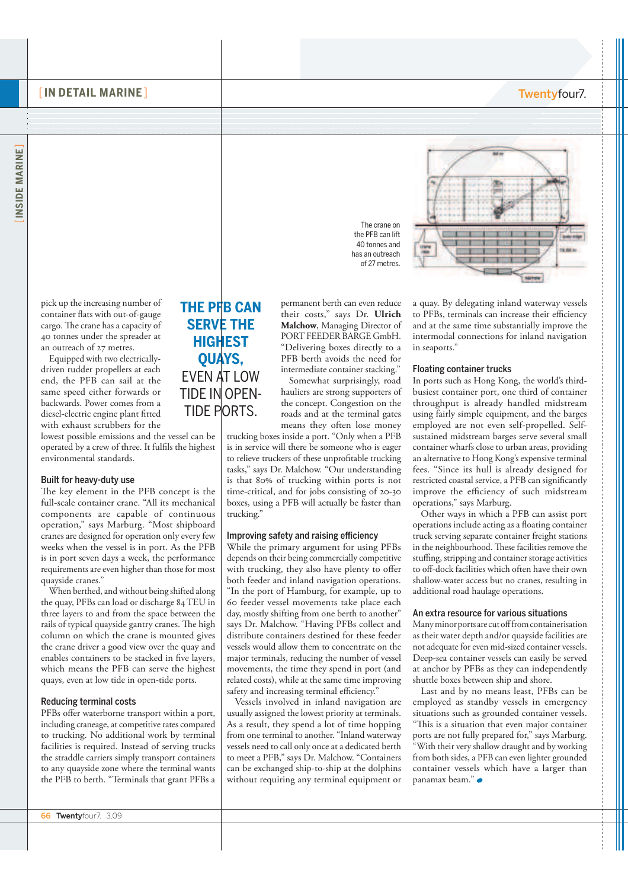The crane on the PFB can lift 40 tonnes and has an outreach of 27 metres.

pick up the increasing number of container flats with out-of-gauge cargo. The crane has a capacity of 40 tonnes under the spreader at an outreach of 27 metres.

Equipped with two electrically-driven rudder propellers at each end, the PFB can sail at the same speed either forwards or backwards. Power comes from a diesel-electric engine plant fitted with exhaust scrubbers for the lowest possible emissions and the vessel can be operated by a crew of three. It fulfils the highest environmental standards.

**THE PFB CAN SERVE THE HIGHEST QUAYS,** EVEN AT LOW TIDE IN OPEN-TIDE PORTS.

### Built for heavy-duty use

The key element in the PFB concept is the full-scale container crane. "All its mechanical components are capable of continuous operation," says Marburg. "Most shipboard cranes are designed for operation only every few weeks when the vessel is in port. As the PFB is in port seven days a week, the performance requirements are even higher than those for most quayside cranes."

When berthed, and without being shifted along the quay, PFBs can load or discharge 84 TEU in three layers to and from the space between the rails of typical quayside gantry cranes. The high column on which the crane is mounted gives the crane driver a good view over the quay and enables containers to be stacked in five layers, which means the PFB can serve the highest quays, even at low tide in open-tide ports.

### Reducing terminal costs

PFBs offer waterborne transport within a port, including craneage, at competitive rates compared to trucking. No additional work by terminal facilities is required. Instead of serving trucks the straddle carriers simply transport containers to any quayside zone where the terminal wants the PFB to berth. "Terminals that grant PFBs a permanent berth can even reduce their costs," says Dr. **Ulrich Malchow**, Managing Director of PORT FEEDER BARGE GmbH. "Delivering boxes directly to a PFB berth avoids the need for intermediate container stacking."

Somewhat surprisingly, road hauliers are strong supporters of the concept. Congestion on the roads and at the terminal gates means they often lose money trucking boxes inside a port. "Only when a PFB is in service will there be someone who is eager to relieve truckers of these unprofitable trucking tasks," says Dr. Malchow. "Our understanding is that 80% of trucking within ports is not time-critical, and for jobs consisting of 20-30 boxes, using a PFB will actually be faster than trucking."

### Improving safety and raising efficiency

While the primary argument for using PFBs depends on their being commercially competitive with trucking, they also have plenty to offer both feeder and inland navigation operations. "In the port of Hamburg, for example, up to 60 feeder vessel movements take place each day, mostly shifting from one berth to another" says Dr. Malchow. "Having PFBs collect and distribute containers destined for these feeder vessels would allow them to concentrate on the major terminals, reducing the number of vessel movements, the time they spend in port (and related costs), while at the same time improving safety and increasing terminal efficiency."

Vessels involved in inland navigation are usually assigned the lowest priority at terminals. As a result, they spend a lot of time hopping from one terminal to another. "Inland waterway vessels need to call only once at a dedicated berth to meet a PFB," says Dr. Malchow. "Containers can be exchanged ship-to-ship at the dolphins without requiring any terminal equipment or a quay. By delegating inland waterway vessels to PFBs, terminals can increase their efficiency and at the same time substantially improve the intermodal connections for inland navigation in seaports."

### Floating container trucks

In ports such as Hong Kong, the world's third-busiest container port, one third of container throughput is already handled midstream using fairly simple equipment, and the barges employed are not even self-propelled. Self-sustained midstream barges serve several small container wharfs close to urban areas, providing an alternative to Hong Kong's expensive terminal fees. "Since its hull is already designed for restricted coastal service, a PFB can significantly improve the efficiency of such midstream operations," says Marburg.

Other ways in which a PFB can assist port operations include acting as a floating container truck serving separate container freight stations in the neighbourhood. These facilities remove the stuffing, stripping and container storage activities to off-dock facilities which often have their own shallow-water access but no cranes, resulting in additional road haulage operations.

### An extra resource for various situations

Many minor ports are cut off from containerisation as their water depth and/or quayside facilities are not adequate for even mid-sized container vessels. Deep-sea container vessels can easily be served at anchor by PFBs as they can independently shuttle boxes between ship and shore.

Last and by no means least, PFBs can be employed as standby vessels in emergency situations such as grounded container vessels. "This is a situation that even major container ports are not fully prepared for," says Marburg. "With their very shallow draught and by working from both sides, a PFB can even lighter grounded container vessels which have a larger than panamax beam."